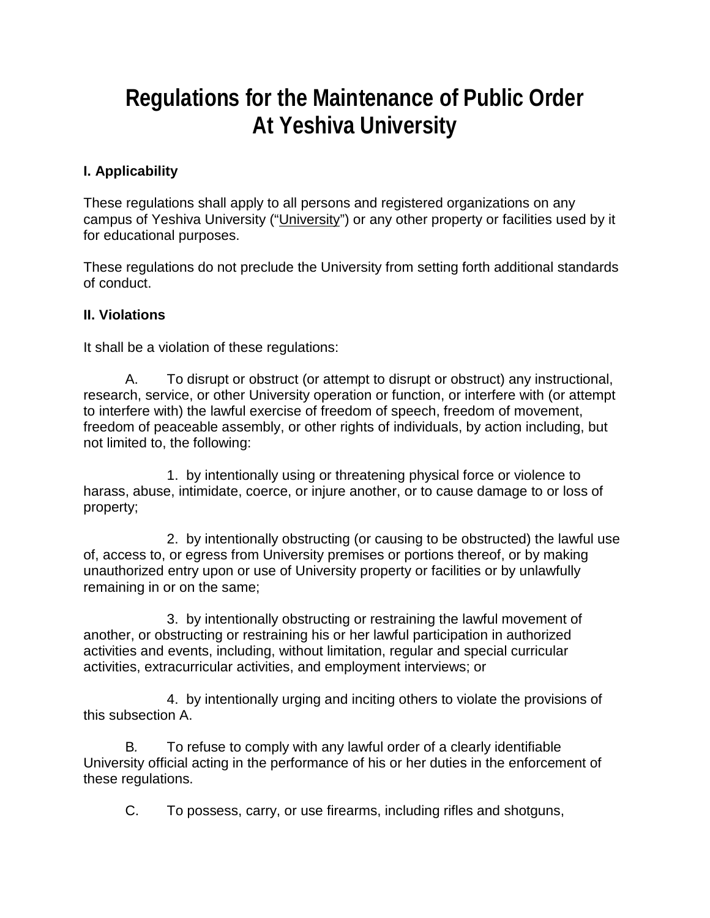# Regulations for the Maintenance of Public Order At Yeshiva University

## I. Applicability

These regulations shall apply to all persons and registered organizations on any campus of Yeshiva University ("University") or any other property or facilities used by it for educational purposes.

These regulations do not preclude the University from setting forth additional standards of conduct.

## II. Violations

It shall be a violation of these regulations:

A. To disrupt or obstruct (or attempt to disrupt or obstruct) any instructional, research, service, or other University operation or function, or interfere with (or attempt to interfere with) the lawful exercise of freedom of speech, freedom of movement, freedom of peaceable assembly, or other rights of individuals, by action including, but not limited to, the following:

1. by intentionally using or threatening physical force or violence to harass, abuse, intimidate, coerce, or injure another, or to cause damage to or loss of property;

2. by intentionally obstructing (or causing to be obstructed) the lawful use of, access to, or egress from University premises or portions thereof, or by making unauthorized entry upon or use of University property or facilities or by unlawfully remaining in or on the same;

3. by intentionally obstructing or restraining the lawful movement of another, or obstructing or restraining his or her lawful participation in authorized activities and events, including, without limitation, regular and special curricular activities, extracurricular activities, and employment interviews; or

4. by intentionally urging and inciting others to violate the provisions of this subsection A.

B. To refuse to comply with any lawful order of a clearly identifiable University official acting in the performance of his or her duties in the enforcement of these regulations.

C. To possess, carry, or use firearms, including rifles and shotguns,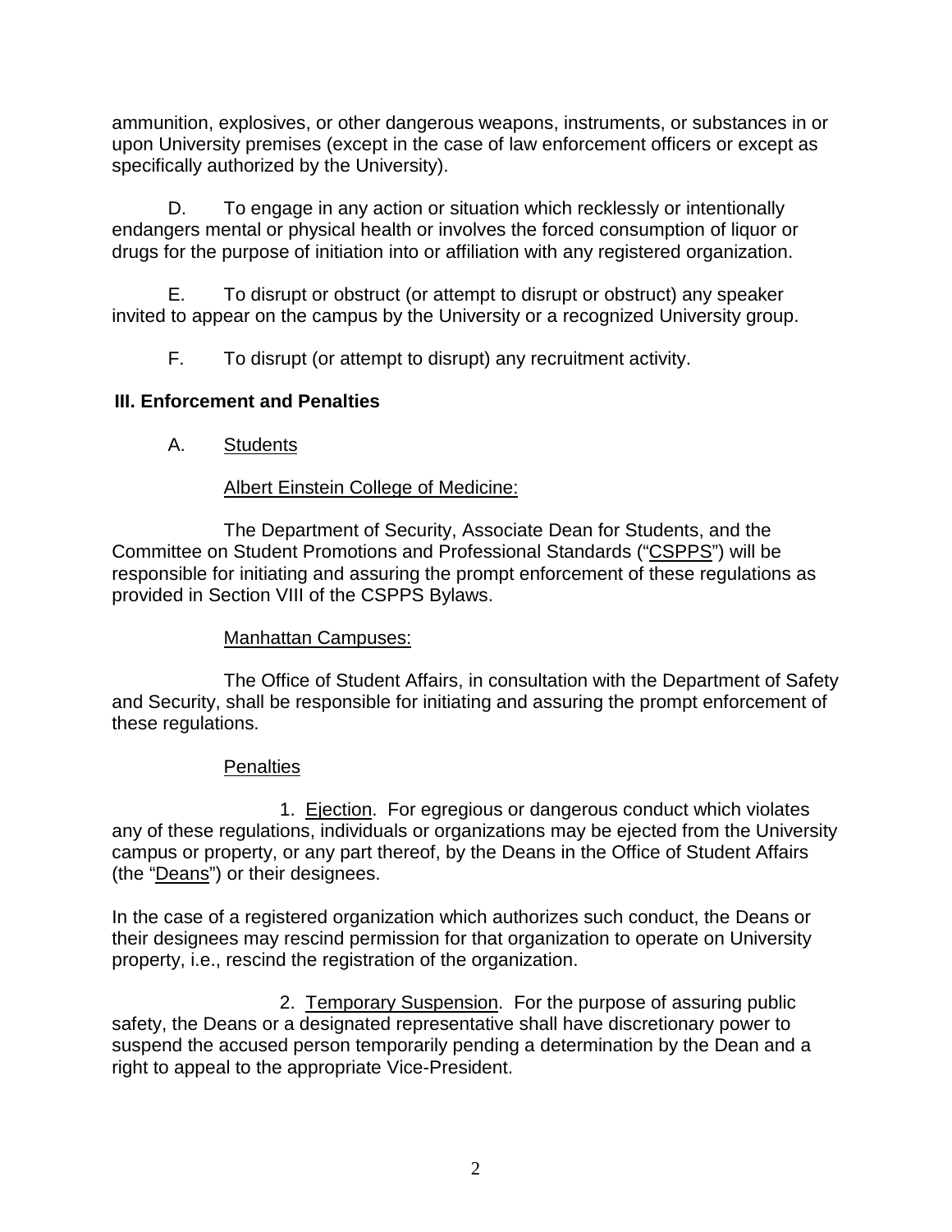ammunition, explosives, or other dangerous weapons, instruments, or substances in or upon University premises (except in the case of law enforcement officers or except as specifically authorized by the University).

D. To engage in any action or situation which recklessly or intentionally endangers mental or physical health or involves the forced consumption of liquor or drugs for the purpose of initiation into or affiliation with any registered organization.

E. To disrupt or obstruct (or attempt to disrupt or obstruct) any speaker invited to appear on the campus by the University or a recognized University group.

F. To disrupt (or attempt to disrupt) any recruitment activity.

## III. Enforcement and Penalties

A. Students

Albert Einstein College of Medicine:

The Department of Security, Associate Dean for Students, and the Committee on Student Promotions and Professional Standards ("CSPPS") will be responsible for initiating and assuring the prompt enforcement of these regulations as provided in Section VIII of the CSPPS Bylaws.

Manhattan Campuses:

The Office of Student Affairs, in consultation with the Department of Safety and Security, shall be responsible for initiating and assuring the prompt enforcement of these regulations.

Penalties

1. Ejection. For egregious or dangerous conduct which violates any of these regulations, individuals or organizations may be ejected from the University campus or property, or any part thereof, by the Deans in the Office of Student Affairs (the "Deans") or their designees.

In the case of a registered organization which authorizes such conduct, the Deans or their designees may rescind permission for that organization to operate on University property, i.e., rescind the registration of the organization.

2. Temporary Suspension. For the purpose of assuring public safety, the Deans or a designated representative shall have discretionary power to suspend the accused person temporarily pending a determination by the Dean and a right to appeal to the appropriate Vice-President.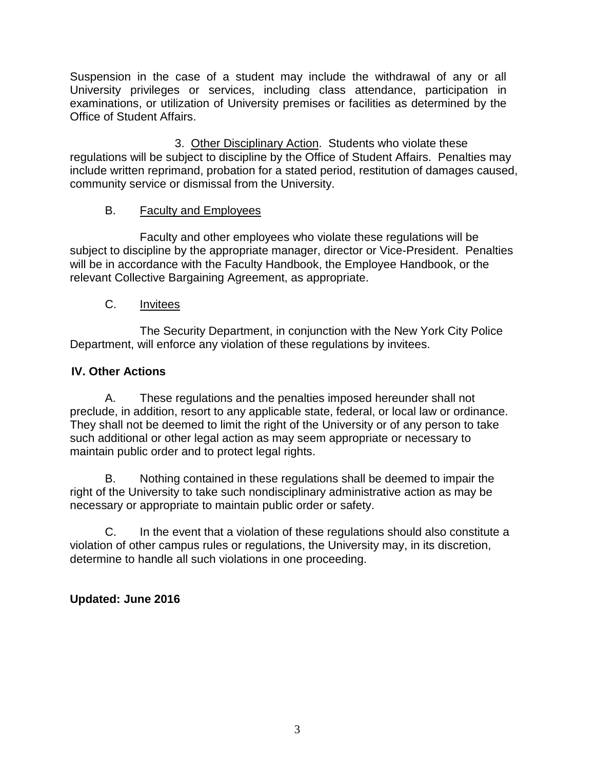Suspension in the case of a student may include the withdrawal of any or all University privileges or services, including class attendance, participation in examinations, or utilization of University premises or facilities as determined by the Office of Student Affairs.

3. Other Disciplinary Action. Students who violate these regulations will be subject to discipline by the Office of Student Affairs. Penalties may include written reprimand, probation for a stated period, restitution of damages caused, community service or dismissal from the University.

B. Faculty and Employees

Faculty and other employees who violate these regulations will be subject to discipline by the appropriate manager, director or Vice-President. Penalties will be in accordance with the Faculty Handbook, the Employee Handbook, or the relevant Collective Bargaining Agreement, as appropriate.

C. Invitees

The Security Department, in conjunction with the New York City Police Department, will enforce any violation of these regulations by invitees.

**IV. Other Actions**

A. These regulations and the penalties imposed hereunder shall not preclude, in addition, resort to any applicable state, federal, or local law or ordinance. They shall not be deemed to limit the right of the University or of any person to take such additional or other legal action as may seem appropriate or necessary to maintain public order and to protect legal rights.

B. Nothing contained in these regulations shall be deemed to impair the right of the University to take such nondisciplinary administrative action as may be necessary or appropriate to maintain public order or safety.

C. In the event that a violation of these regulations should also constitute a violation of other campus rules or regulations, the University may, in its discretion, determine to handle all such violations in one proceeding.

**Updated: June 2016**